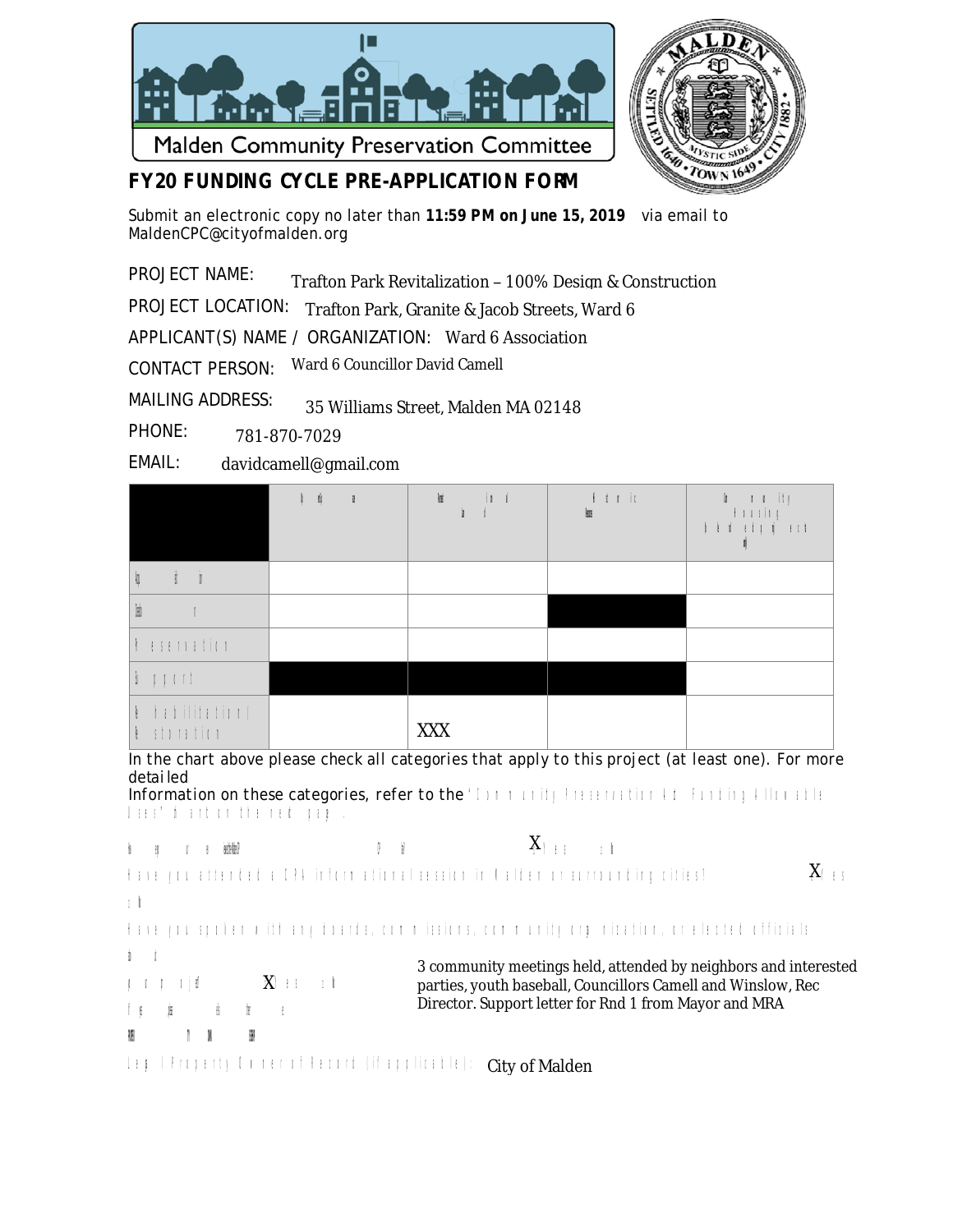Malden Community Preservation Committee

**FY20 FUNDING CYCLE PRE-APPLICATION FORM**

Submit an electronic copy no later than **11:59 PM on June 15, 2019** via email to MaldenCPC@cityofmalden.org

PROJECT NAME: Trafton Park Revitalization – 100% Design & Construction

PROJECT LOCATION: Trafton Park, Granite & Jacob Streets, Ward 6

APPLICANT(S) NAME / ORGANIZATION: Ward 6 Association

CONTACT PERSON: Ward 6 Councillor David Camell

MAILING ADDRESS: 35 Williams Street, Malden MA 02148

PHONE: 781-870-7029

EMAIL: davidcamell@gmail.com

| | Open Space | Recreational Land | Historic Resources | Community Housing |
|---|---|---|---|---|
| Acquisition | | | | |
| Creation | | | | |
| Preservation | | | | |
| Support | | | | |
| Rehabilitation/ Restoration | | XXX | | |

In the chart above please check all categories that apply to this project (at least one). For more detailed Information on these categories, refer to the "Community Preservation Act: Funding Allowable Uses" chart on the next page.

X Yes No

Have you attended a CPA informational session in Malden or surrounding cities? X Yes No

Have you spoken with any boards, commissions, community organization, or elected officials about your project? X Yes No

3 community meetings held, attended by neighbors and interested parties, youth baseball, Councillors Camell and Winslow, Rec Director. Support letter for Rnd 1 from Mayor and MRA

Legal Property Owner of Record (if applicable): City of Malden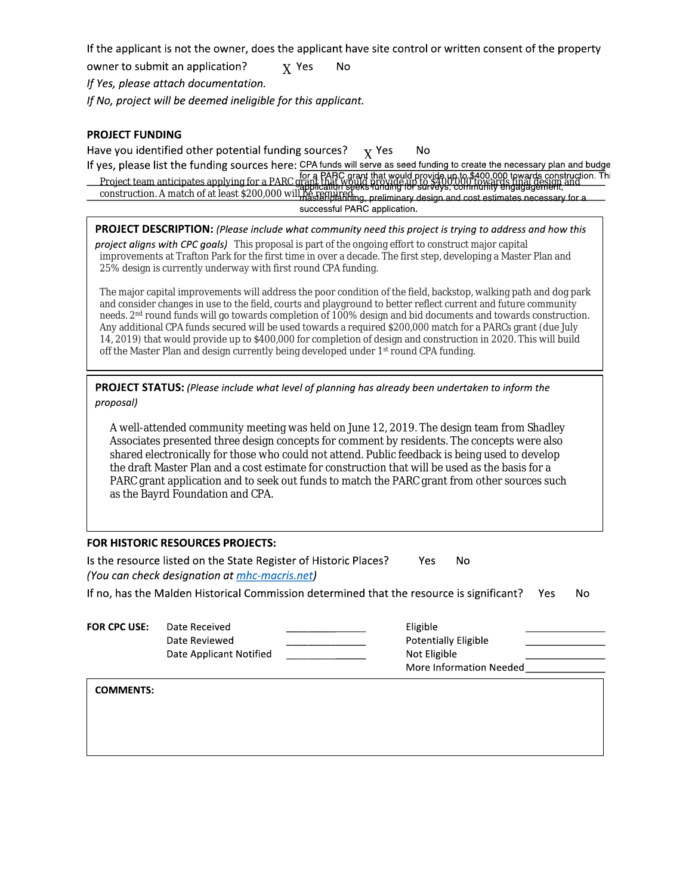If the applicant is not the owner, does the applicant have site control or written consent of the property owner to submit an application? X Yes No

*If Yes, please attach documentation.*

*If No, project will be deemed ineligible for this applicant.*

**PROJECT FUNDING**

Have you identified other potential funding sources? X Yes No

If yes, please list the funding sources here: CPA funds will serve as seed funding to create the necessary plan and budget for a PARC grant that would provide up to $400,000 towards construction. This application seeks funding for surveys, community engagement, master-planning, preliminary design and cost estimates necessary for a successful PARC application.

Project team anticipates applying for a PARC grant that would provide up to $400,000 towards final design and construction. A match of at least $200,000 will be required.

**PROJECT DESCRIPTION:** *(Please include what community need this project is trying to address and how this project aligns with CPC goals)* This proposal is part of the ongoing effort to construct major capital improvements at Trafton Park for the first time in over a decade. The first step, developing a Master Plan and 25% design is currently underway with first round CPA funding.

The major capital improvements will address the poor condition of the field, backstop, walking path and dog park and consider changes in use to the field, courts and playground to better reflect current and future community needs. 2nd round funds will go towards completion of 100% design and bid documents and towards construction. Any additional CPA funds secured will be used towards a required $200,000 match for a PARCs grant (due July 14, 2019) that would provide up to $400,000 for completion of design and construction in 2020. This will build off the Master Plan and design currently being developed under 1st round CPA funding.

**PROJECT STATUS:** *(Please include what level of planning has already been undertaken to inform the proposal)*

A well-attended community meeting was held on June 12, 2019. The design team from Shadley Associates presented three design concepts for comment by residents. The concepts were also shared electronically for those who could not attend. Public feedback is being used to develop the draft Master Plan and a cost estimate for construction that will be used as the basis for a PARC grant application and to seek out funds to match the PARC grant from other sources such as the Bayrd Foundation and CPA.

**FOR HISTORIC RESOURCES PROJECTS:**

Is the resource listed on the State Register of Historic Places? Yes No

*(You can check designation at mhc-macris.net)*

If no, has the Malden Historical Commission determined that the resource is significant? Yes No

**FOR CPC USE:**

| | | | |
|---|---|---|---|
| Date Received | ____________ | Eligible | ____________ |
| Date Reviewed | ____________ | Potentially Eligible | ____________ |
| Date Applicant Notified | ____________ | Not Eligible | ____________ |
| | | More Information Needed | ____________ |

**COMMENTS:**